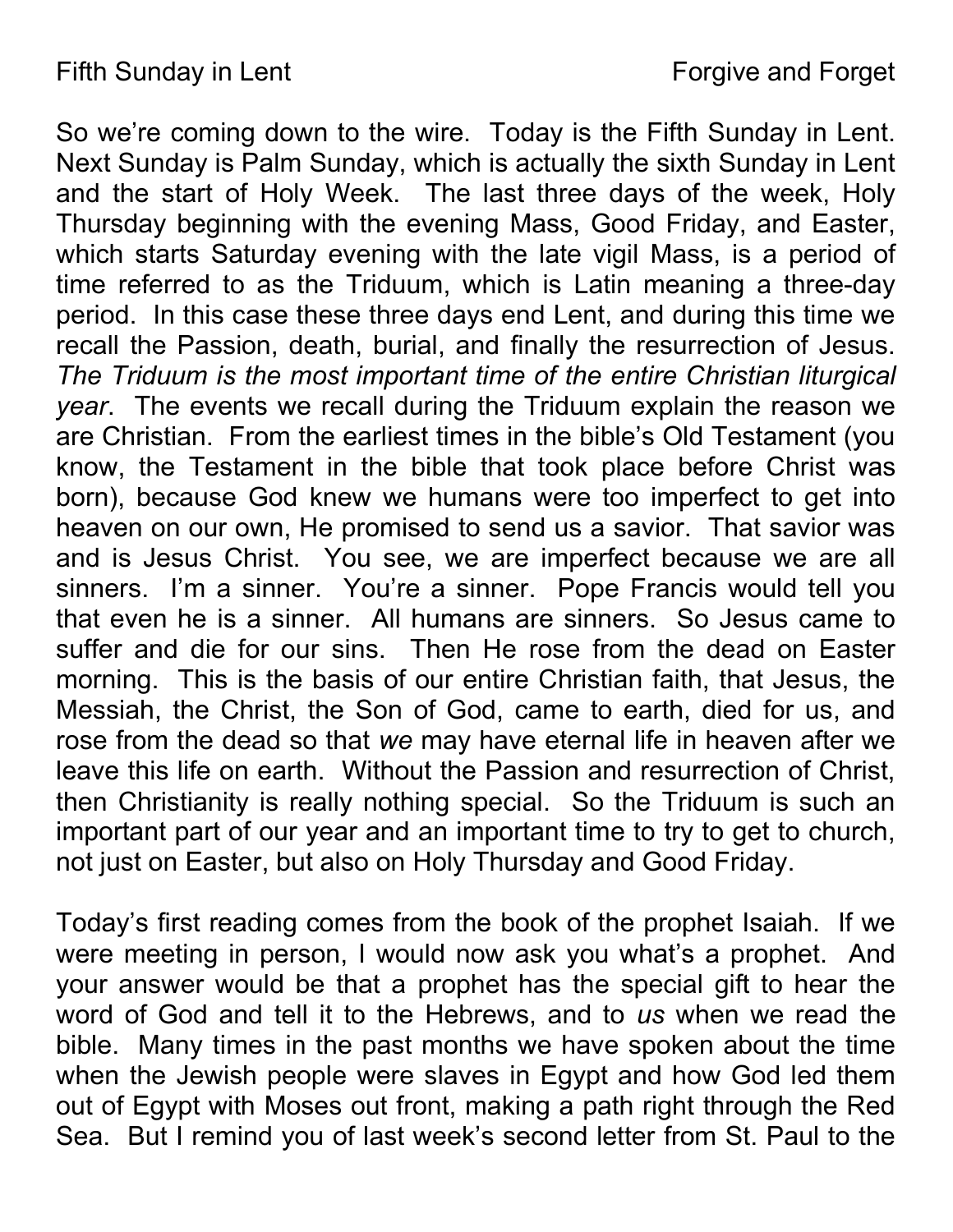Fifth Sunday in Lent — Forgive and Forget

So we're coming down to the wire. Today is the Fifth Sunday in Lent. Next Sunday is Palm Sunday, which is actually the sixth Sunday in Lent and the start of Holy Week. The last three days of the week, Holy Thursday beginning with the evening Mass, Good Friday, and Easter, which starts Saturday evening with the late vigil Mass, is a period of time referred to as the Triduum, which is Latin meaning a three-day period. In this case these three days end Lent, and during this time we recall the Passion, death, burial, and finally the resurrection of Jesus. *The Triduum is the most important time of the entire Christian liturgical year*. The events we recall during the Triduum explain the reason we are Christian. From the earliest times in the bible's Old Testament (you know, the Testament in the bible that took place before Christ was born), because God knew we humans were too imperfect to get into heaven on our own, He promised to send us a savior. That savior was and is Jesus Christ. You see, we are imperfect because we are all sinners. I'm a sinner. You're a sinner. Pope Francis would tell you that even he is a sinner. All humans are sinners. So Jesus came to suffer and die for our sins. Then He rose from the dead on Easter morning. This is the basis of our entire Christian faith, that Jesus, the Messiah, the Christ, the Son of God, came to earth, died for us, and rose from the dead so that *we* may have eternal life in heaven after we leave this life on earth. Without the Passion and resurrection of Christ, then Christianity is really nothing special. So the Triduum is such an important part of our year and an important time to try to get to church, not just on Easter, but also on Holy Thursday and Good Friday.

Today's first reading comes from the book of the prophet Isaiah. If we were meeting in person, I would now ask you what's a prophet. And your answer would be that a prophet has the special gift to hear the word of God and tell it to the Hebrews, and to *us* when we read the bible. Many times in the past months we have spoken about the time when the Jewish people were slaves in Egypt and how God led them out of Egypt with Moses out front, making a path right through the Red Sea. But I remind you of last week's second letter from St. Paul to the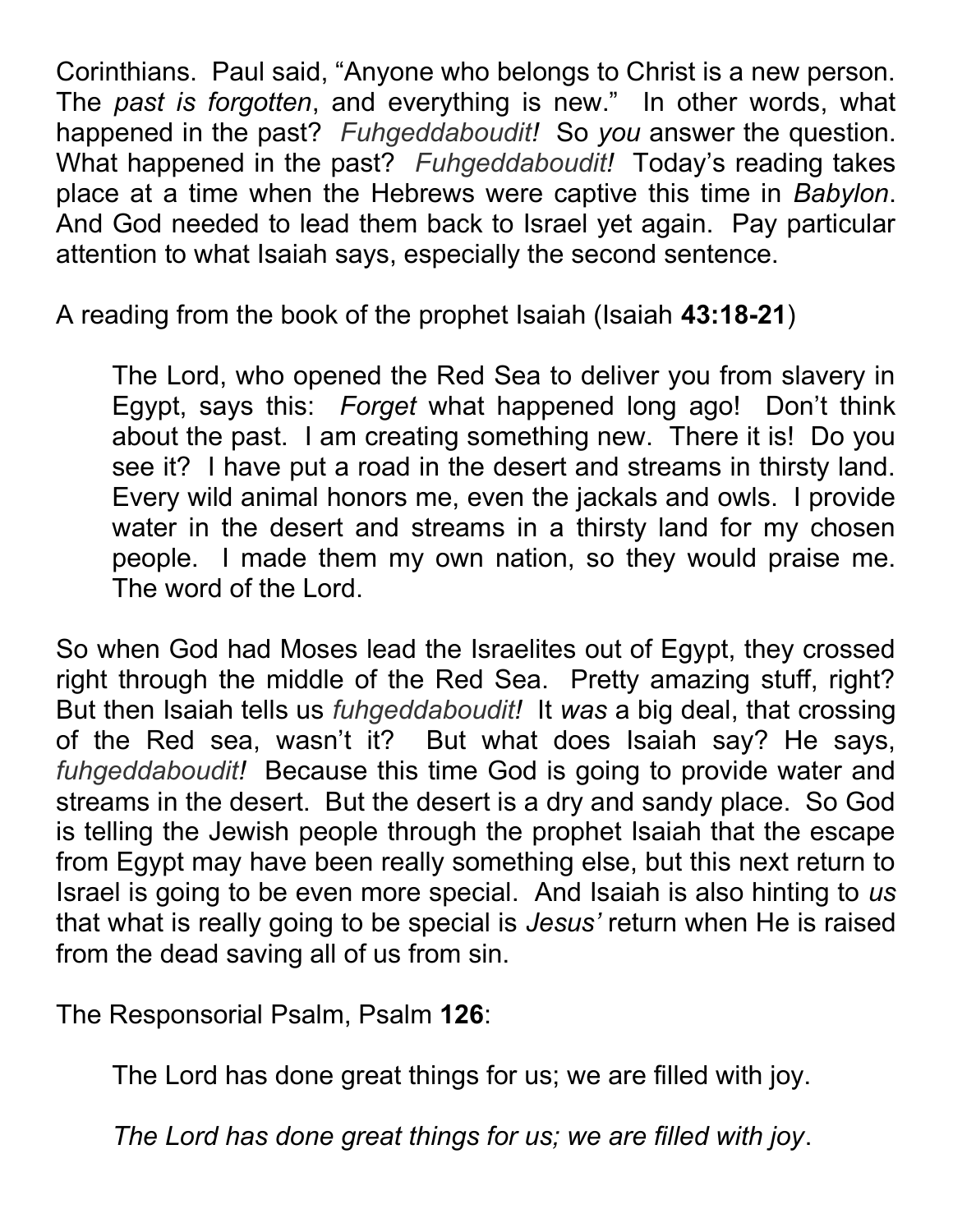Corinthians. Paul said, "Anyone who belongs to Christ is a new person. The *past is forgotten*, and everything is new." In other words, what happened in the past? *Fuhgeddaboudit!* So *you* answer the question. What happened in the past? *Fuhgeddaboudit!* Today's reading takes place at a time when the Hebrews were captive this time in *Babylon*. And God needed to lead them back to Israel yet again. Pay particular attention to what Isaiah says, especially the second sentence.

A reading from the book of the prophet Isaiah (Isaiah **43:18-21**)

> The Lord, who opened the Red Sea to deliver you from slavery in Egypt, says this: *Forget* what happened long ago! Don't think about the past. I am creating something new. There it is! Do you see it? I have put a road in the desert and streams in thirsty land. Every wild animal honors me, even the jackals and owls. I provide water in the desert and streams in a thirsty land for my chosen people. I made them my own nation, so they would praise me. The word of the Lord.

So when God had Moses lead the Israelites out of Egypt, they crossed right through the middle of the Red Sea. Pretty amazing stuff, right? But then Isaiah tells us *fuhgeddaboudit!* It *was* a big deal, that crossing of the Red sea, wasn't it? But what does Isaiah say? He says, *fuhgeddaboudit!* Because this time God is going to provide water and streams in the desert. But the desert is a dry and sandy place. So God is telling the Jewish people through the prophet Isaiah that the escape from Egypt may have been really something else, but this next return to Israel is going to be even more special. And Isaiah is also hinting to *us* that what is really going to be special is *Jesus'* return when He is raised from the dead saving all of us from sin.

The Responsorial Psalm, Psalm **126**:

> The Lord has done great things for us; we are filled with joy.
>
> *The Lord has done great things for us; we are filled with joy*.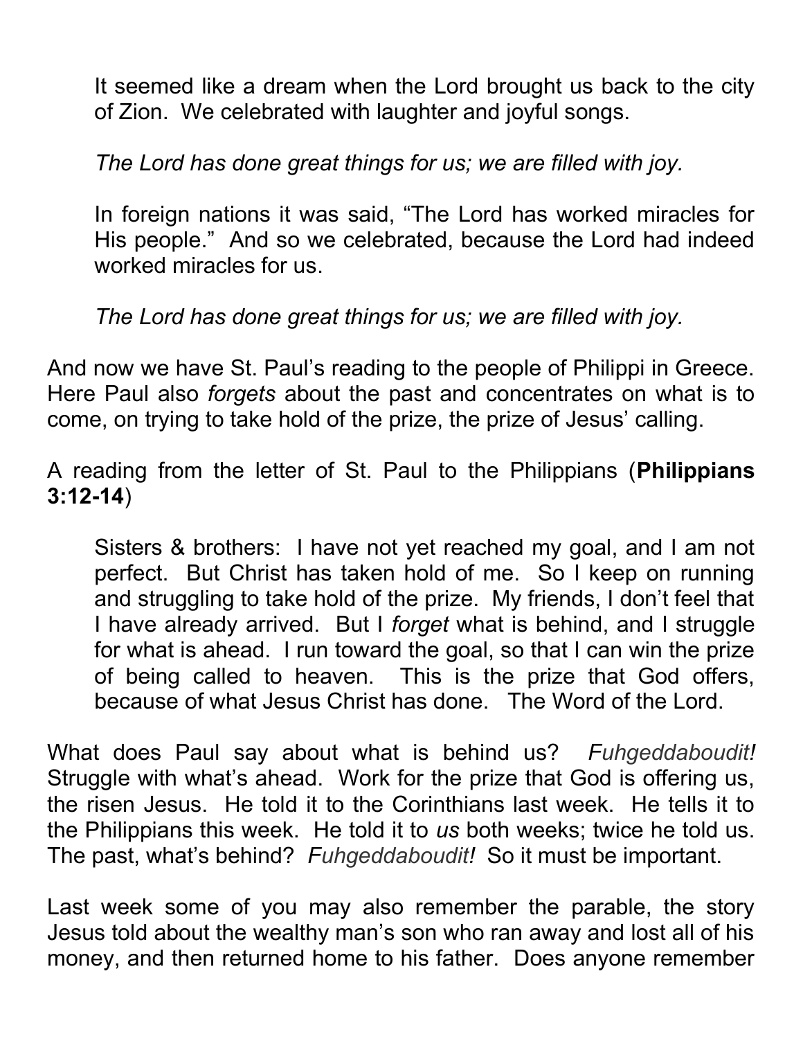It seemed like a dream when the Lord brought us back to the city of Zion. We celebrated with laughter and joyful songs.

*The Lord has done great things for us; we are filled with joy.*

In foreign nations it was said, “The Lord has worked miracles for His people.” And so we celebrated, because the Lord had indeed worked miracles for us.

*The Lord has done great things for us; we are filled with joy.*

And now we have St. Paul’s reading to the people of Philippi in Greece. Here Paul also *forgets* about the past and concentrates on what is to come, on trying to take hold of the prize, the prize of Jesus’ calling.

A reading from the letter of St. Paul to the Philippians (**Philippians 3:12-14**)

Sisters & brothers: I have not yet reached my goal, and I am not perfect. But Christ has taken hold of me. So I keep on running and struggling to take hold of the prize. My friends, I don’t feel that I have already arrived. But I *forget* what is behind, and I struggle for what is ahead. I run toward the goal, so that I can win the prize of being called to heaven. This is the prize that God offers, because of what Jesus Christ has done. The Word of the Lord.

What does Paul say about what is behind us? *Fuhgeddaboudit!* Struggle with what’s ahead. Work for the prize that God is offering us, the risen Jesus. He told it to the Corinthians last week. He tells it to the Philippians this week. He told it to *us* both weeks; twice he told us. The past, what’s behind? *Fuhgeddaboudit!* So it must be important.

Last week some of you may also remember the parable, the story Jesus told about the wealthy man’s son who ran away and lost all of his money, and then returned home to his father. Does anyone remember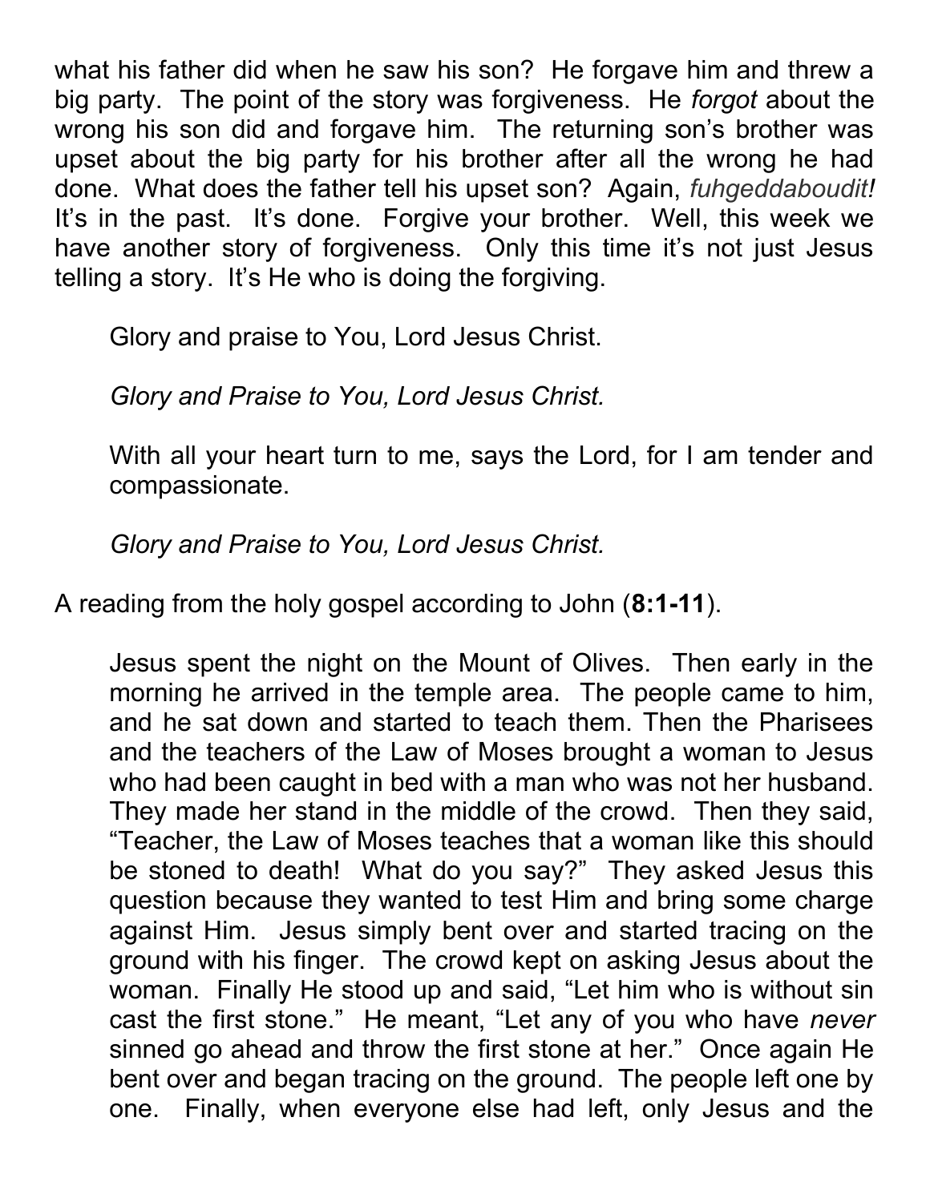what his father did when he saw his son? He forgave him and threw a big party. The point of the story was forgiveness. He *forgot* about the wrong his son did and forgave him. The returning son's brother was upset about the big party for his brother after all the wrong he had done. What does the father tell his upset son? Again, *fuhgeddaboudit!* It's in the past. It's done. Forgive your brother. Well, this week we have another story of forgiveness. Only this time it's not just Jesus telling a story. It's He who is doing the forgiving.

> Glory and praise to You, Lord Jesus Christ.
>
> *Glory and Praise to You, Lord Jesus Christ.*
>
> With all your heart turn to me, says the Lord, for I am tender and compassionate.
>
> *Glory and Praise to You, Lord Jesus Christ.*

A reading from the holy gospel according to John (**8:1-11**).

> Jesus spent the night on the Mount of Olives. Then early in the morning he arrived in the temple area. The people came to him, and he sat down and started to teach them. Then the Pharisees and the teachers of the Law of Moses brought a woman to Jesus who had been caught in bed with a man who was not her husband. They made her stand in the middle of the crowd. Then they said, "Teacher, the Law of Moses teaches that a woman like this should be stoned to death! What do you say?" They asked Jesus this question because they wanted to test Him and bring some charge against Him. Jesus simply bent over and started tracing on the ground with his finger. The crowd kept on asking Jesus about the woman. Finally He stood up and said, "Let him who is without sin cast the first stone." He meant, "Let any of you who have *never* sinned go ahead and throw the first stone at her." Once again He bent over and began tracing on the ground. The people left one by one. Finally, when everyone else had left, only Jesus and the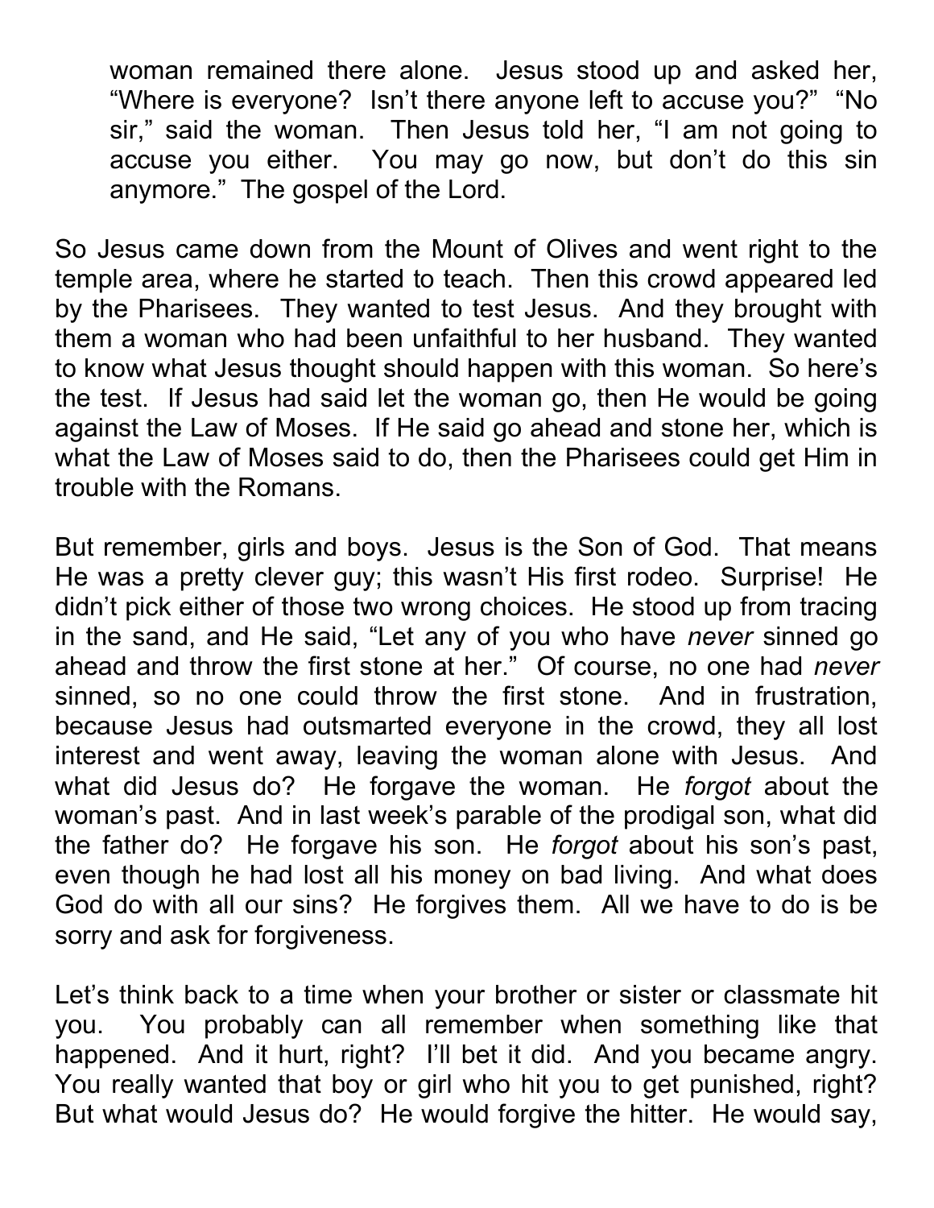woman remained there alone. Jesus stood up and asked her, "Where is everyone? Isn't there anyone left to accuse you?" "No sir," said the woman. Then Jesus told her, "I am not going to accuse you either. You may go now, but don't do this sin anymore." The gospel of the Lord.

So Jesus came down from the Mount of Olives and went right to the temple area, where he started to teach. Then this crowd appeared led by the Pharisees. They wanted to test Jesus. And they brought with them a woman who had been unfaithful to her husband. They wanted to know what Jesus thought should happen with this woman. So here's the test. If Jesus had said let the woman go, then He would be going against the Law of Moses. If He said go ahead and stone her, which is what the Law of Moses said to do, then the Pharisees could get Him in trouble with the Romans.

But remember, girls and boys. Jesus is the Son of God. That means He was a pretty clever guy; this wasn't His first rodeo. Surprise! He didn't pick either of those two wrong choices. He stood up from tracing in the sand, and He said, "Let any of you who have *never* sinned go ahead and throw the first stone at her." Of course, no one had *never* sinned, so no one could throw the first stone. And in frustration, because Jesus had outsmarted everyone in the crowd, they all lost interest and went away, leaving the woman alone with Jesus. And what did Jesus do? He forgave the woman. He *forgot* about the woman's past. And in last week's parable of the prodigal son, what did the father do? He forgave his son. He *forgot* about his son's past, even though he had lost all his money on bad living. And what does God do with all our sins? He forgives them. All we have to do is be sorry and ask for forgiveness.

Let's think back to a time when your brother or sister or classmate hit you. You probably can all remember when something like that happened. And it hurt, right? I'll bet it did. And you became angry. You really wanted that boy or girl who hit you to get punished, right? But what would Jesus do? He would forgive the hitter. He would say,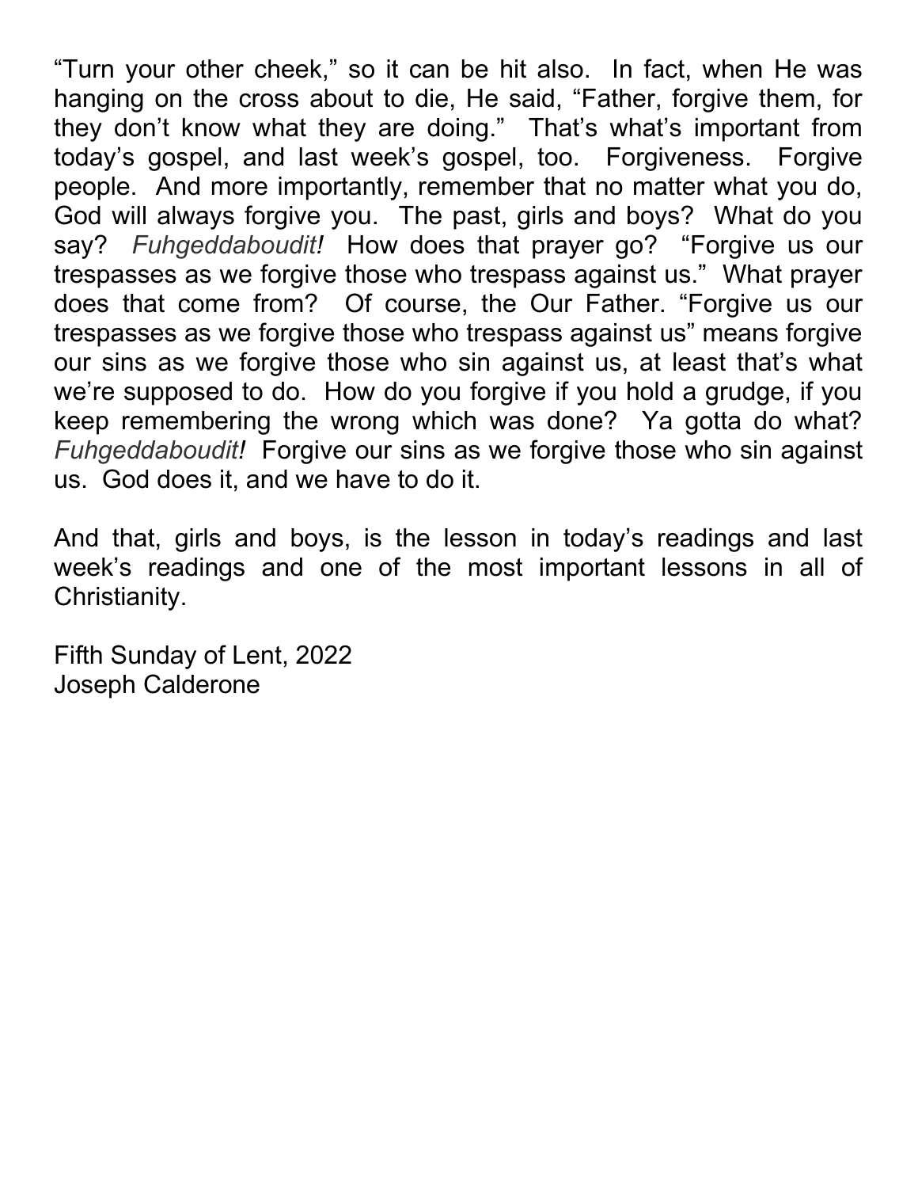"Turn your other cheek," so it can be hit also. In fact, when He was hanging on the cross about to die, He said, "Father, forgive them, for they don't know what they are doing." That's what's important from today's gospel, and last week's gospel, too. Forgiveness. Forgive people. And more importantly, remember that no matter what you do, God will always forgive you. The past, girls and boys? What do you say? *Fuhgeddaboudit!* How does that prayer go? "Forgive us our trespasses as we forgive those who trespass against us." What prayer does that come from? Of course, the Our Father. "Forgive us our trespasses as we forgive those who trespass against us" means forgive our sins as we forgive those who sin against us, at least that's what we're supposed to do. How do you forgive if you hold a grudge, if you keep remembering the wrong which was done? Ya gotta do what? *Fuhgeddaboudit!* Forgive our sins as we forgive those who sin against us. God does it, and we have to do it.

And that, girls and boys, is the lesson in today's readings and last week's readings and one of the most important lessons in all of Christianity.

Fifth Sunday of Lent, 2022
Joseph Calderone